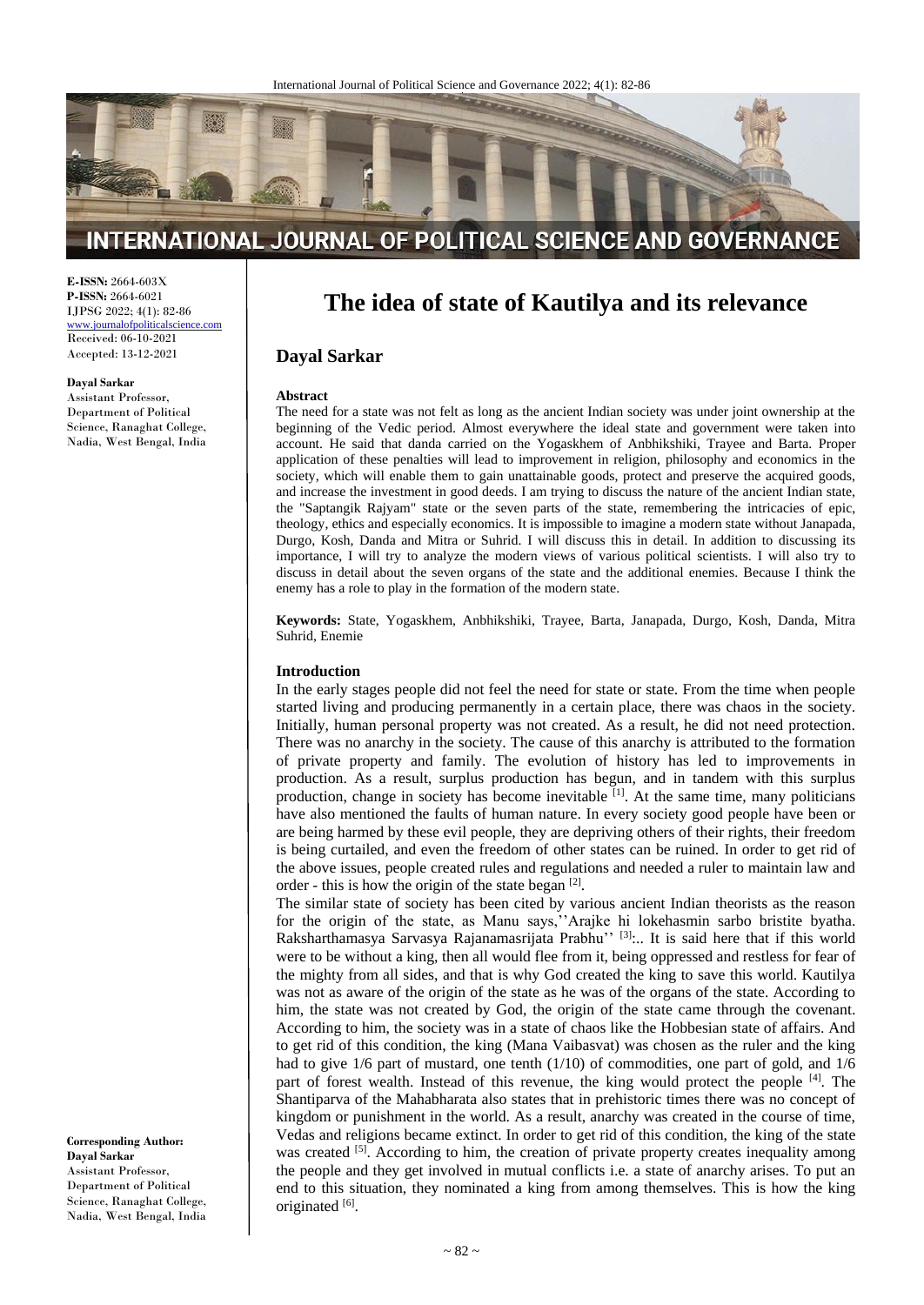**E-ISSN:** 2664-603X
**P-ISSN:** 2664-6021
IJPSG 2022; 4(1): 82-86
www.journalofpoliticalscience.com
Received: 06-10-2021
Accepted: 13-12-2021

**Dayal Sarkar**
Assistant Professor,
Department of Political Science, Ranaghat College, Nadia, West Bengal, India

**Corresponding Author:**
**Dayal Sarkar**
Assistant Professor,
Department of Political Science, Ranaghat College, Nadia, West Bengal, India

# The idea of state of Kautilya and its relevance

## Dayal Sarkar

### Abstract

The need for a state was not felt as long as the ancient Indian society was under joint ownership at the beginning of the Vedic period. Almost everywhere the ideal state and government were taken into account. He said that danda carried on the Yogaskhem of Anbhikshiki, Trayee and Barta. Proper application of these penalties will lead to improvement in religion, philosophy and economics in the society, which will enable them to gain unattainable goods, protect and preserve the acquired goods, and increase the investment in good deeds. I am trying to discuss the nature of the ancient Indian state, the "Saptangik Rajyam" state or the seven parts of the state, remembering the intricacies of epic, theology, ethics and especially economics. It is impossible to imagine a modern state without Janapada, Durgo, Kosh, Danda and Mitra or Suhrid. I will discuss this in detail. In addition to discussing its importance, I will try to analyze the modern views of various political scientists. I will also try to discuss in detail about the seven organs of the state and the additional enemies. Because I think the enemy has a role to play in the formation of the modern state.

**Keywords:** State, Yogaskhem, Anbhikshiki, Trayee, Barta, Janapada, Durgo, Kosh, Danda, Mitra Suhrid, Enemie

### Introduction

In the early stages people did not feel the need for state or state. From the time when people started living and producing permanently in a certain place, there was chaos in the society. Initially, human personal property was not created. As a result, he did not need protection. There was no anarchy in the society. The cause of this anarchy is attributed to the formation of private property and family. The evolution of history has led to improvements in production. As a result, surplus production has begun, and in tandem with this surplus production, change in society has become inevitable [1]. At the same time, many politicians have also mentioned the faults of human nature. In every society good people have been or are being harmed by these evil people, they are depriving others of their rights, their freedom is being curtailed, and even the freedom of other states can be ruined. In order to get rid of the above issues, people created rules and regulations and needed a ruler to maintain law and order - this is how the origin of the state began [2].

The similar state of society has been cited by various ancient Indian theorists as the reason for the origin of the state, as Manu says,''Arajke hi lokehasmin sarbo bristite byatha. Raksharthamasya Sarvasya Rajanamasrijata Prabhu'' [3]:.. It is said here that if this world were to be without a king, then all would flee from it, being oppressed and restless for fear of the mighty from all sides, and that is why God created the king to save this world. Kautilya was not as aware of the origin of the state as he was of the organs of the state. According to him, the state was not created by God, the origin of the state came through the covenant. According to him, the society was in a state of chaos like the Hobbesian state of affairs. And to get rid of this condition, the king (Mana Vaibasvat) was chosen as the ruler and the king had to give 1/6 part of mustard, one tenth (1/10) of commodities, one part of gold, and 1/6 part of forest wealth. Instead of this revenue, the king would protect the people [4]. The Shantiparva of the Mahabharata also states that in prehistoric times there was no concept of kingdom or punishment in the world. As a result, anarchy was created in the course of time, Vedas and religions became extinct. In order to get rid of this condition, the king of the state was created [5]. According to him, the creation of private property creates inequality among the people and they get involved in mutual conflicts i.e. a state of anarchy arises. To put an end to this situation, they nominated a king from among themselves. This is how the king originated [6].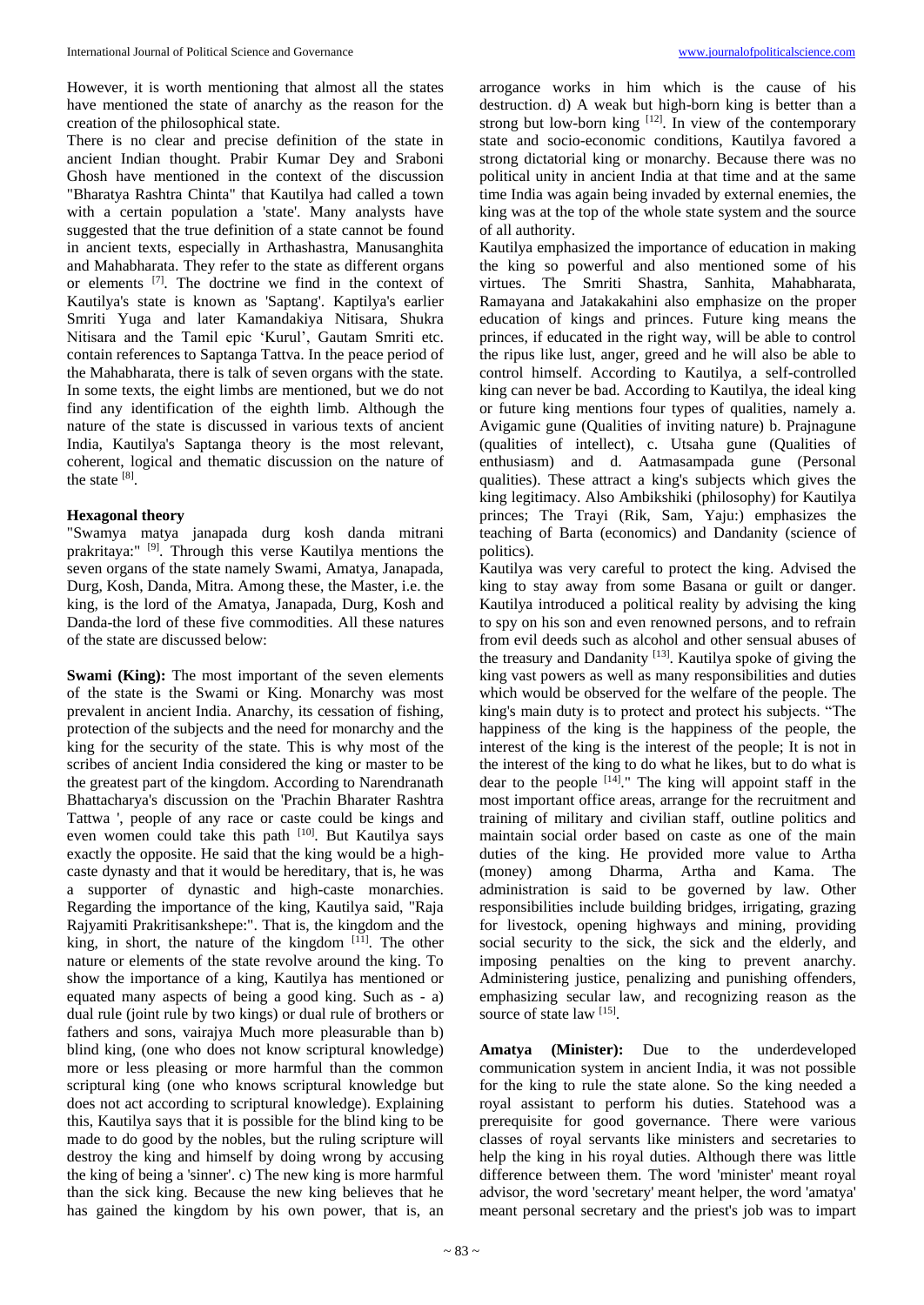However, it is worth mentioning that almost all the states have mentioned the state of anarchy as the reason for the creation of the philosophical state.

There is no clear and precise definition of the state in ancient Indian thought. Prabir Kumar Dey and Sraboni Ghosh have mentioned in the context of the discussion "Bharatya Rashtra Chinta" that Kautilya had called a town with a certain population a 'state'. Many analysts have suggested that the true definition of a state cannot be found in ancient texts, especially in Arthashastra, Manusanghita and Mahabharata. They refer to the state as different organs or elements [7]. The doctrine we find in the context of Kautilya's state is known as 'Saptang'. Kaptilya's earlier Smriti Yuga and later Kamandakiya Nitisara, Shukra Nitisara and the Tamil epic 'Kurul', Gautam Smriti etc. contain references to Saptanga Tattva. In the peace period of the Mahabharata, there is talk of seven organs with the state. In some texts, the eight limbs are mentioned, but we do not find any identification of the eighth limb. Although the nature of the state is discussed in various texts of ancient India, Kautilya's Saptanga theory is the most relevant, coherent, logical and thematic discussion on the nature of the state [8].

### Hexagonal theory

"Swamya matya janapada durg kosh danda mitrani prakritaya:" [9]. Through this verse Kautilya mentions the seven organs of the state namely Swami, Amatya, Janapada, Durg, Kosh, Danda, Mitra. Among these, the Master, i.e. the king, is the lord of the Amatya, Janapada, Durg, Kosh and Danda-the lord of these five commodities. All these natures of the state are discussed below:

**Swami (King):** The most important of the seven elements of the state is the Swami or King. Monarchy was most prevalent in ancient India. Anarchy, its cessation of fishing, protection of the subjects and the need for monarchy and the king for the security of the state. This is why most of the scribes of ancient India considered the king or master to be the greatest part of the kingdom. According to Narendranath Bhattacharya's discussion on the 'Prachin Bharater Rashtra Tattwa ', people of any race or caste could be kings and even women could take this path [10]. But Kautilya says exactly the opposite. He said that the king would be a high-caste dynasty and that it would be hereditary, that is, he was a supporter of dynastic and high-caste monarchies. Regarding the importance of the king, Kautilya said, "Raja Rajyamiti Prakritisankshepe:". That is, the kingdom and the king, in short, the nature of the kingdom [11]. The other nature or elements of the state revolve around the king. To show the importance of a king, Kautilya has mentioned or equated many aspects of being a good king. Such as - a) dual rule (joint rule by two kings) or dual rule of brothers or fathers and sons, vairajya Much more pleasurable than b) blind king, (one who does not know scriptural knowledge) more or less pleasing or more harmful than the common scriptural king (one who knows scriptural knowledge but does not act according to scriptural knowledge). Explaining this, Kautilya says that it is possible for the blind king to be made to do good by the nobles, but the ruling scripture will destroy the king and himself by doing wrong by accusing the king of being a 'sinner'. c) The new king is more harmful than the sick king. Because the new king believes that he has gained the kingdom by his own power, that is, an arrogance works in him which is the cause of his destruction. d) A weak but high-born king is better than a strong but low-born king [12]. In view of the contemporary state and socio-economic conditions, Kautilya favored a strong dictatorial king or monarchy. Because there was no political unity in ancient India at that time and at the same time India was again being invaded by external enemies, the king was at the top of the whole state system and the source of all authority.

Kautilya emphasized the importance of education in making the king so powerful and also mentioned some of his virtues. The Smriti Shastra, Sanhita, Mahabharata, Ramayana and Jatakakahini also emphasize on the proper education of kings and princes. Future king means the princes, if educated in the right way, will be able to control the ripus like lust, anger, greed and he will also be able to control himself. According to Kautilya, a self-controlled king can never be bad. According to Kautilya, the ideal king or future king mentions four types of qualities, namely a. Avigamic gune (Qualities of inviting nature) b. Prajnagune (qualities of intellect), c. Utsaha gune (Qualities of enthusiasm) and d. Aatmasampada gune (Personal qualities). These attract a king's subjects which gives the king legitimacy. Also Ambikshiki (philosophy) for Kautilya princes; The Trayi (Rik, Sam, Yaju:) emphasizes the teaching of Barta (economics) and Dandanity (science of politics).

Kautilya was very careful to protect the king. Advised the king to stay away from some Basana or guilt or danger. Kautilya introduced a political reality by advising the king to spy on his son and even renowned persons, and to refrain from evil deeds such as alcohol and other sensual abuses of the treasury and Dandanity [13]. Kautilya spoke of giving the king vast powers as well as many responsibilities and duties which would be observed for the welfare of the people. The king's main duty is to protect and protect his subjects. "The happiness of the king is the happiness of the people, the interest of the king is the interest of the people; It is not in the interest of the king to do what he likes, but to do what is dear to the people [14]." The king will appoint staff in the most important office areas, arrange for the recruitment and training of military and civilian staff, outline politics and maintain social order based on caste as one of the main duties of the king. He provided more value to Artha (money) among Dharma, Artha and Kama. The administration is said to be governed by law. Other responsibilities include building bridges, irrigating, grazing for livestock, opening highways and mining, providing social security to the sick, the sick and the elderly, and imposing penalties on the king to prevent anarchy. Administering justice, penalizing and punishing offenders, emphasizing secular law, and recognizing reason as the source of state law [15].

**Amatya (Minister):** Due to the underdeveloped communication system in ancient India, it was not possible for the king to rule the state alone. So the king needed a royal assistant to perform his duties. Statehood was a prerequisite for good governance. There were various classes of royal servants like ministers and secretaries to help the king in his royal duties. Although there was little difference between them. The word 'minister' meant royal advisor, the word 'secretary' meant helper, the word 'amatya' meant personal secretary and the priest's job was to impart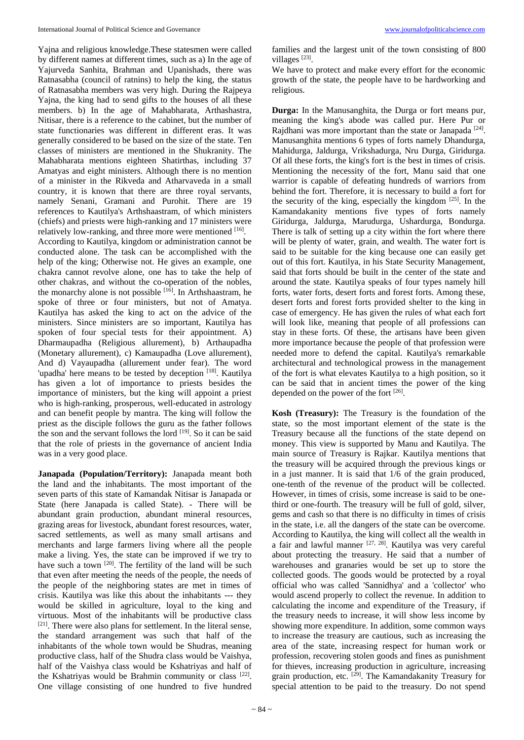Yajna and religious knowledge.These statesmen were called by different names at different times, such as a) In the age of Yajurveda Sanhita, Brahman and Upanishads, there was Ratnasabha (council of ratnins) to help the king, the status of Ratnasabha members was very high. During the Rajpeya Yajna, the king had to send gifts to the houses of all these members. b) In the age of Mahabharata, Arthashastra, Nitisar, there is a reference to the cabinet, but the number of state functionaries was different in different eras. It was generally considered to be based on the size of the state. Ten classes of ministers are mentioned in the Shukranity. The Mahabharata mentions eighteen Shatirthas, including 37 Amatyas and eight ministers. Although there is no mention of a minister in the Rikveda and Atharvaveda in a small country, it is known that there are three royal servants, namely Senani, Gramani and Purohit. There are 19 references to Kautilya's Arthshaastram, of which ministers (chiefs) and priests were high-ranking and 17 ministers were relatively low-ranking, and three more were mentioned [16].

According to Kautilya, kingdom or administration cannot be conducted alone. The task can be accomplished with the help of the king; Otherwise not. He gives an example, one chakra cannot revolve alone, one has to take the help of other chakras, and without the co-operation of the nobles, the monarchy alone is not possible [16]. In Arthshaastram, he spoke of three or four ministers, but not of Amatya. Kautilya has asked the king to act on the advice of the ministers. Since ministers are so important, Kautilya has spoken of four special tests for their appointment. A) Dharmaupadha (Religious allurement), b) Arthaupadha (Monetary allurement), c) Kamaupadha (Love allurement), And d) Vayaupadha (allurement under fear). The word 'upadha' here means to be tested by deception [18]. Kautilya has given a lot of importance to priests besides the importance of ministers, but the king will appoint a priest who is high-ranking, prosperous, well-educated in astrology and can benefit people by mantra. The king will follow the priest as the disciple follows the guru as the father follows the son and the servant follows the lord [19]. So it can be said that the role of priests in the governance of ancient India was in a very good place.

**Janapada (Population/Territory):** Janapada meant both the land and the inhabitants. The most important of the seven parts of this state of Kamandak Nitisar is Janapada or State (here Janapada is called State). - There will be abundant grain production, abundant mineral resources, grazing areas for livestock, abundant forest resources, water, sacred settlements, as well as many small artisans and merchants and large farmers living where all the people make a living. Yes, the state can be improved if we try to have such a town [20]. The fertility of the land will be such that even after meeting the needs of the people, the needs of the people of the neighboring states are met in times of crisis. Kautilya was like this about the inhabitants --- they would be skilled in agriculture, loyal to the king and virtuous. Most of the inhabitants will be productive class [21]. There were also plans for settlement. In the literal sense, the standard arrangement was such that half of the inhabitants of the whole town would be Shudras, meaning productive class, half of the Shudra class would be Vaishya, half of the Vaishya class would be Kshatriyas and half of the Kshatriyas would be Brahmin community or class [22]. One village consisting of one hundred to five hundred families and the largest unit of the town consisting of 800 villages [23].

We have to protect and make every effort for the economic growth of the state, the people have to be hardworking and religious.

**Durga:** In the Manusanghita, the Durga or fort means pur, meaning the king's abode was called pur. Here Pur or Rajdhani was more important than the state or Janapada [24]. Manusanghita mentions 6 types of forts namely Dhandurga, Mahidurga, Jaldurga, Vrikshadurga, Nru Durga, Giridurga. Of all these forts, the king's fort is the best in times of crisis. Mentioning the necessity of the fort, Manu said that one warrior is capable of defeating hundreds of warriors from behind the fort. Therefore, it is necessary to build a fort for the security of the king, especially the kingdom [25]. In the Kamandakanity mentions five types of forts namely Giridurga, Jaldurga, Marudurga, Ushardurga, Bondurga. There is talk of setting up a city within the fort where there will be plenty of water, grain, and wealth. The water fort is said to be suitable for the king because one can easily get out of this fort. Kautilya, in his State Security Management, said that forts should be built in the center of the state and around the state. Kautilya speaks of four types namely hill forts, water forts, desert forts and forest forts. Among these, desert forts and forest forts provided shelter to the king in case of emergency. He has given the rules of what each fort will look like, meaning that people of all professions can stay in these forts. Of these, the artisans have been given more importance because the people of that profession were needed more to defend the capital. Kautilya's remarkable architectural and technological prowess in the management of the fort is what elevates Kautilya to a high position, so it can be said that in ancient times the power of the king depended on the power of the fort [26].

**Kosh (Treasury):** The Treasury is the foundation of the state, so the most important element of the state is the Treasury because all the functions of the state depend on money. This view is supported by Manu and Kautilya. The main source of Treasury is Rajkar. Kautilya mentions that the treasury will be acquired through the previous kings or in a just manner. It is said that 1/6 of the grain produced, one-tenth of the revenue of the product will be collected. However, in times of crisis, some increase is said to be one-third or one-fourth. The treasury will be full of gold, silver, gems and cash so that there is no difficulty in times of crisis in the state, i.e. all the dangers of the state can be overcome. According to Kautilya, the king will collect all the wealth in a fair and lawful manner [27, 28]. Kautilya was very careful about protecting the treasury. He said that a number of warehouses and granaries would be set up to store the collected goods. The goods would be protected by a royal official who was called 'Sannidhya' and a 'collector' who would ascend properly to collect the revenue. In addition to calculating the income and expenditure of the Treasury, if the treasury needs to increase, it will show less income by showing more expenditure. In addition, some common ways to increase the treasury are cautious, such as increasing the area of the state, increasing respect for human work or profession, recovering stolen goods and fines as punishment for thieves, increasing production in agriculture, increasing grain production, etc. [29]. The Kamandakanity Treasury for special attention to be paid to the treasury. Do not spend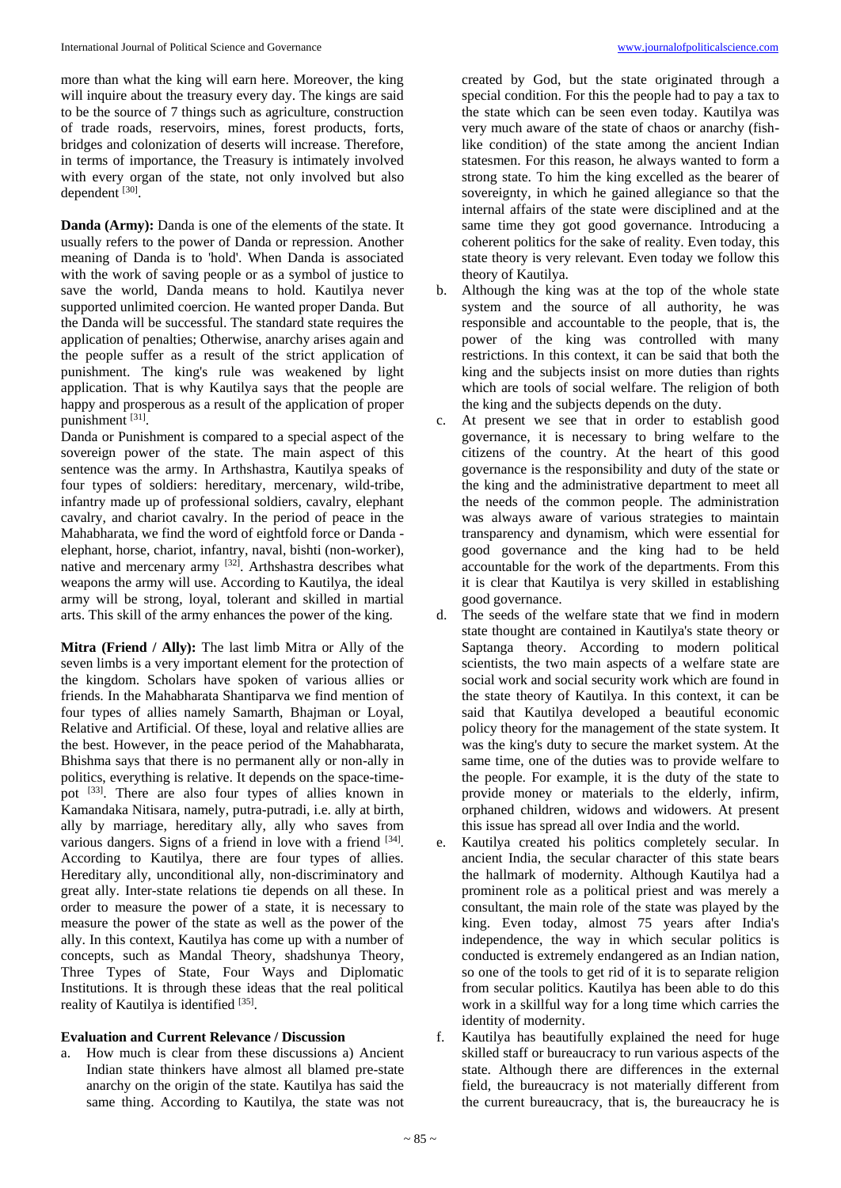more than what the king will earn here. Moreover, the king will inquire about the treasury every day. The kings are said to be the source of 7 things such as agriculture, construction of trade roads, reservoirs, mines, forest products, forts, bridges and colonization of deserts will increase. Therefore, in terms of importance, the Treasury is intimately involved with every organ of the state, not only involved but also dependent [30].

**Danda (Army):** Danda is one of the elements of the state. It usually refers to the power of Danda or repression. Another meaning of Danda is to 'hold'. When Danda is associated with the work of saving people or as a symbol of justice to save the world, Danda means to hold. Kautilya never supported unlimited coercion. He wanted proper Danda. But the Danda will be successful. The standard state requires the application of penalties; Otherwise, anarchy arises again and the people suffer as a result of the strict application of punishment. The king's rule was weakened by light application. That is why Kautilya says that the people are happy and prosperous as a result of the application of proper punishment [31].

Danda or Punishment is compared to a special aspect of the sovereign power of the state. The main aspect of this sentence was the army. In Arthshastra, Kautilya speaks of four types of soldiers: hereditary, mercenary, wild-tribe, infantry made up of professional soldiers, cavalry, elephant cavalry, and chariot cavalry. In the period of peace in the Mahabharata, we find the word of eightfold force or Danda - elephant, horse, chariot, infantry, naval, bishti (non-worker), native and mercenary army [32]. Arthshastra describes what weapons the army will use. According to Kautilya, the ideal army will be strong, loyal, tolerant and skilled in martial arts. This skill of the army enhances the power of the king.

**Mitra (Friend / Ally):** The last limb Mitra or Ally of the seven limbs is a very important element for the protection of the kingdom. Scholars have spoken of various allies or friends. In the Mahabharata Shantiparva we find mention of four types of allies namely Samarth, Bhajman or Loyal, Relative and Artificial. Of these, loyal and relative allies are the best. However, in the peace period of the Mahabharata, Bhishma says that there is no permanent ally or non-ally in politics, everything is relative. It depends on the space-time-pot [33]. There are also four types of allies known in Kamandaka Nitisara, namely, putra-putradi, i.e. ally at birth, ally by marriage, hereditary ally, ally who saves from various dangers. Signs of a friend in love with a friend [34]. According to Kautilya, there are four types of allies. Hereditary ally, unconditional ally, non-discriminatory and great ally. Inter-state relations tie depends on all these. In order to measure the power of a state, it is necessary to measure the power of the state as well as the power of the ally. In this context, Kautilya has come up with a number of concepts, such as Mandal Theory, shadshunya Theory, Three Types of State, Four Ways and Diplomatic Institutions. It is through these ideas that the real political reality of Kautilya is identified [35].

**Evaluation and Current Relevance / Discussion**

a. How much is clear from these discussions a) Ancient Indian state thinkers have almost all blamed pre-state anarchy on the origin of the state. Kautilya has said the same thing. According to Kautilya, the state was not created by God, but the state originated through a special condition. For this the people had to pay a tax to the state which can be seen even today. Kautilya was very much aware of the state of chaos or anarchy (fish-like condition) of the state among the ancient Indian statesmen. For this reason, he always wanted to form a strong state. To him the king excelled as the bearer of sovereignty, in which he gained allegiance so that the internal affairs of the state were disciplined and at the same time they got good governance. Introducing a coherent politics for the sake of reality. Even today, this state theory is very relevant. Even today we follow this theory of Kautilya.
b. Although the king was at the top of the whole state system and the source of all authority, he was responsible and accountable to the people, that is, the power of the king was controlled with many restrictions. In this context, it can be said that both the king and the subjects insist on more duties than rights which are tools of social welfare. The religion of both the king and the subjects depends on the duty.
c. At present we see that in order to establish good governance, it is necessary to bring welfare to the citizens of the country. At the heart of this good governance is the responsibility and duty of the state or the king and the administrative department to meet all the needs of the common people. The administration was always aware of various strategies to maintain transparency and dynamism, which were essential for good governance and the king had to be held accountable for the work of the departments. From this it is clear that Kautilya is very skilled in establishing good governance.
d. The seeds of the welfare state that we find in modern state thought are contained in Kautilya's state theory or Saptanga theory. According to modern political scientists, the two main aspects of a welfare state are social work and social security work which are found in the state theory of Kautilya. In this context, it can be said that Kautilya developed a beautiful economic policy theory for the management of the state system. It was the king's duty to secure the market system. At the same time, one of the duties was to provide welfare to the people. For example, it is the duty of the state to provide money or materials to the elderly, infirm, orphaned children, widows and widowers. At present this issue has spread all over India and the world.
e. Kautilya created his politics completely secular. In ancient India, the secular character of this state bears the hallmark of modernity. Although Kautilya had a prominent role as a political priest and was merely a consultant, the main role of the state was played by the king. Even today, almost 75 years after India's independence, the way in which secular politics is conducted is extremely endangered as an Indian nation, so one of the tools to get rid of it is to separate religion from secular politics. Kautilya has been able to do this work in a skillful way for a long time which carries the identity of modernity.
f. Kautilya has beautifully explained the need for huge skilled staff or bureaucracy to run various aspects of the state. Although there are differences in the external field, the bureaucracy is not materially different from the current bureaucracy, that is, the bureaucracy he is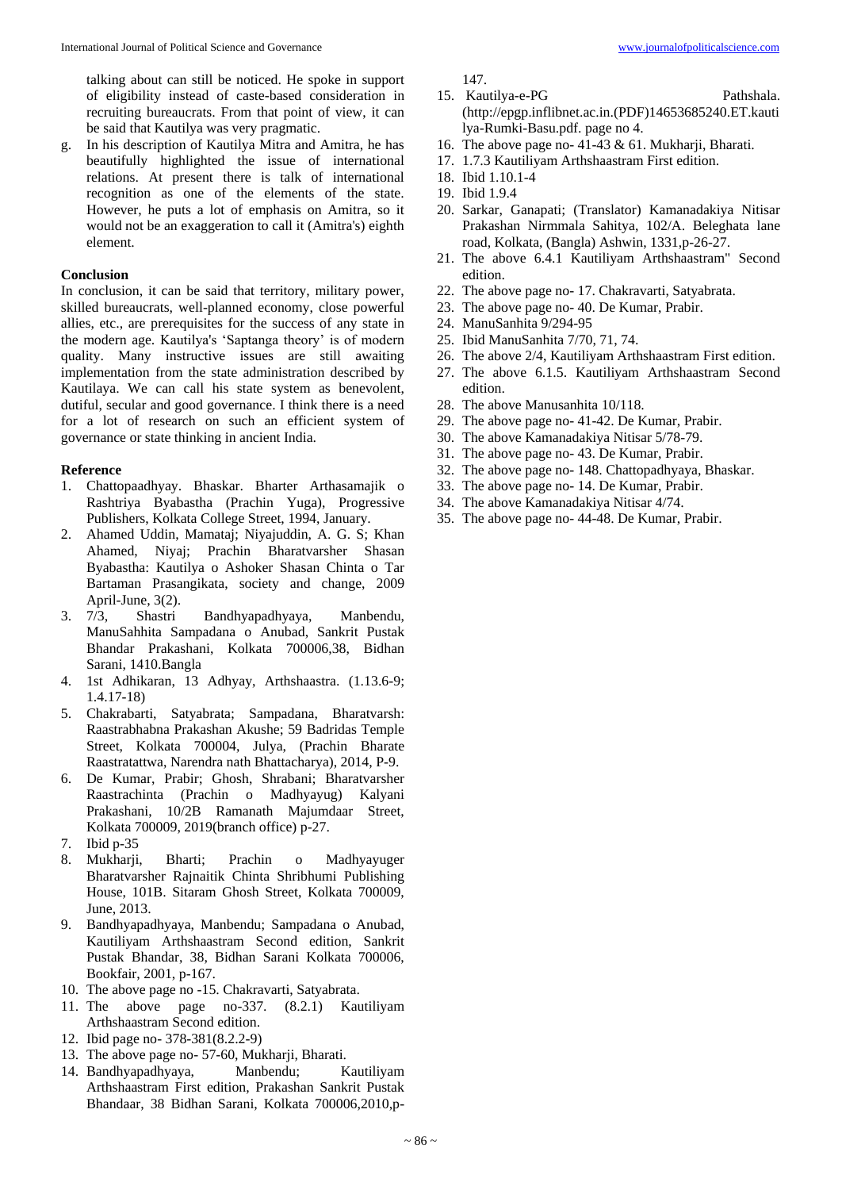talking about can still be noticed. He spoke in support of eligibility instead of caste-based consideration in recruiting bureaucrats. From that point of view, it can be said that Kautilya was very pragmatic.

g. In his description of Kautilya Mitra and Amitra, he has beautifully highlighted the issue of international relations. At present there is talk of international recognition as one of the elements of the state. However, he puts a lot of emphasis on Amitra, so it would not be an exaggeration to call it (Amitra's) eighth element.

## Conclusion

In conclusion, it can be said that territory, military power, skilled bureaucrats, well-planned economy, close powerful allies, etc., are prerequisites for the success of any state in the modern age. Kautilya's 'Saptanga theory' is of modern quality. Many instructive issues are still awaiting implementation from the state administration described by Kautilaya. We can call his state system as benevolent, dutiful, secular and good governance. I think there is a need for a lot of research on such an efficient system of governance or state thinking in ancient India.

## Reference

1. Chattopaadhyay. Bhaskar. Bharter Arthasamajik o Rashtriya Byabastha (Prachin Yuga), Progressive Publishers, Kolkata College Street, 1994, January.
2. Ahamed Uddin, Mamataj; Niyajuddin, A. G. S; Khan Ahamed, Niyaj; Prachin Bharatvarsher Shasan Byabastha: Kautilya o Ashoker Shasan Chinta o Tar Bartaman Prasangikata, society and change, 2009 April-June, 3(2).
3. 7/3, Shastri Bandhyapadhyaya, Manbendu, ManuSahhita Sampadana o Anubad, Sankrit Pustak Bhandar Prakashani, Kolkata 700006,38, Bidhan Sarani, 1410.Bangla
4. 1st Adhikaran, 13 Adhyay, Arthshaastra. (1.13.6-9; 1.4.17-18)
5. Chakrabarti, Satyabrata; Sampadana, Bharatvarsh: Raastrabhabna Prakashan Akushe; 59 Badridas Temple Street, Kolkata 700004, Julya, (Prachin Bharate Raastratattwa, Narendra nath Bhattacharya), 2014, P-9.
6. De Kumar, Prabir; Ghosh, Shrabani; Bharatvarsher Raastrachinta (Prachin o Madhyayug) Kalyani Prakashani, 10/2B Ramanath Majumdaar Street, Kolkata 700009, 2019(branch office) p-27.
7. Ibid p-35
8. Mukharji, Bharti; Prachin o Madhyayuger Bharatvarsher Rajnaitik Chinta Shribhumi Publishing House, 101B. Sitaram Ghosh Street, Kolkata 700009, June, 2013.
9. Bandhyapadhyaya, Manbendu; Sampadana o Anubad, Kautiliyam Arthshaastram Second edition, Sankrit Pustak Bhandar, 38, Bidhan Sarani Kolkata 700006, Bookfair, 2001, p-167.
10. The above page no -15. Chakravarti, Satyabrata.
11. The above page no-337. (8.2.1) Kautiliyam Arthshaastram Second edition.
12. Ibid page no- 378-381(8.2.2-9)
13. The above page no- 57-60, Mukharji, Bharati.
14. Bandhyapadhyaya, Manbendu; Kautiliyam Arthshaastram First edition, Prakashan Sankrit Pustak Bhandaar, 38 Bidhan Sarani, Kolkata 700006,2010,p-147.
15. Kautilya-e-PG Pathshala. (http://epgp.inflibnet.ac.in.(PDF)14653685240.ET.kautilya-Rumki-Basu.pdf. page no 4.
16. The above page no- 41-43 & 61. Mukharji, Bharati.
17. 1.7.3 Kautiliyam Arthshaastram First edition.
18. Ibid 1.10.1-4
19. Ibid 1.9.4
20. Sarkar, Ganapati; (Translator) Kamanadakiya Nitisar Prakashan Nirmmala Sahitya, 102/A. Beleghata lane road, Kolkata, (Bangla) Ashwin, 1331,p-26-27.
21. The above 6.4.1 Kautiliyam Arthshaastram" Second edition.
22. The above page no- 17. Chakravarti, Satyabrata.
23. The above page no- 40. De Kumar, Prabir.
24. ManuSanhita 9/294-95
25. Ibid ManuSanhita 7/70, 71, 74.
26. The above 2/4, Kautiliyam Arthshaastram First edition.
27. The above 6.1.5. Kautiliyam Arthshaastram Second edition.
28. The above Manusanhita 10/118.
29. The above page no- 41-42. De Kumar, Prabir.
30. The above Kamanadakiya Nitisar 5/78-79.
31. The above page no- 43. De Kumar, Prabir.
32. The above page no- 148. Chattopadhyaya, Bhaskar.
33. The above page no- 14. De Kumar, Prabir.
34. The above Kamanadakiya Nitisar 4/74.
35. The above page no- 44-48. De Kumar, Prabir.